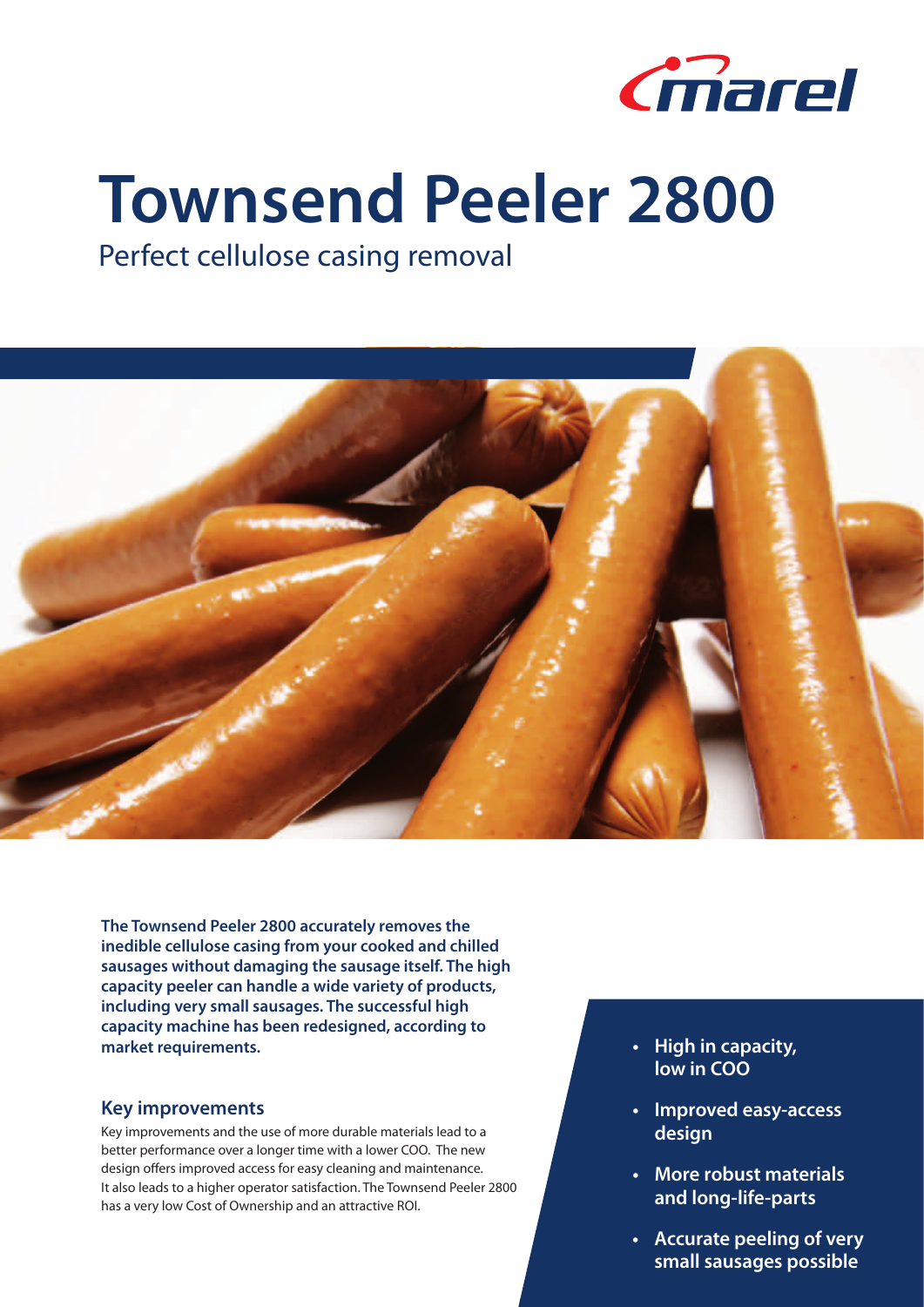# Townsend Peeler 2800

Perfect cellulose casing removal

**The Townsend Peeler 2800 accurately removes the inedible cellulose casing from your cooked and chilled sausages without damaging the sausage itself. The high capacity peeler can handle a wide variety of products, including very small sausages. The successful high capacity machine has been redesigned, according to market requirements.**

## Key improvements

Key improvements and the use of more durable materials lead to a better performance over a longer time with a lower COO. The new design offers improved access for easy cleaning and maintenance. It also leads to a higher operator satisfaction. The Townsend Peeler 2800 has a very low Cost of Ownership and an attractive ROI.

- **High in capacity, low in COO**
- **Improved easy-access design**
- **More robust materials and long-life-parts**
- **Accurate peeling of very small sausages possible**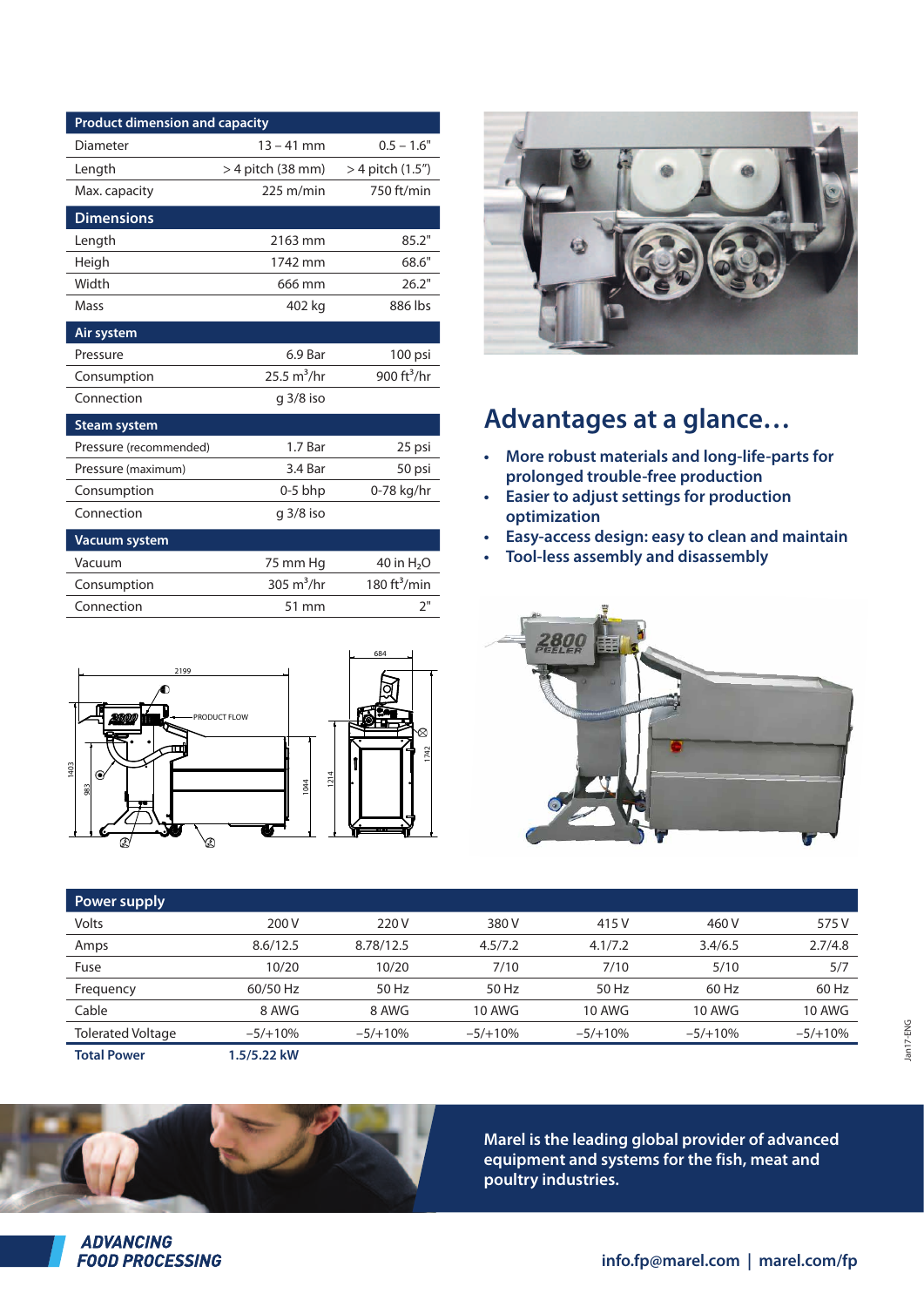| Product dimension and capacity | | |
|---|---|---|
| Diameter | 13 – 41 mm | 0.5 – 1.6" |
| Length | > 4 pitch (38 mm) | > 4 pitch (1.5") |
| Max. capacity | 225 m/min | 750 ft/min |
| **Dimensions** | | |
| Length | 2163 mm | 85.2" |
| Heigh | 1742 mm | 68.6" |
| Width | 666 mm | 26.2" |
| Mass | 402 kg | 886 lbs |
| **Air system** | | |
| Pressure | 6.9 Bar | 100 psi |
| Consumption | 25.5 $m^3$/hr | 900 $ft^3$/hr |
| Connection | g 3/8 iso | |
| **Steam system** | | |
| Pressure (recommended) | 1.7 Bar | 25 psi |
| Pressure (maximum) | 3.4 Bar | 50 psi |
| Consumption | 0-5 bhp | 0-78 kg/hr |
| Connection | g 3/8 iso | |
| **Vacuum system** | | |
| Vacuum | 75 mm Hg | 40 in $H_2O$ |
| Consumption | 305 $m^3$/hr | 180 $ft^3$/min |
| Connection | 51 mm | 2" |

2199

684

PRODUCT FLOW

1403

983

1044

1214

1742

## Advantages at a glance…

- More robust materials and long-life-parts for prolonged trouble-free production
- Easier to adjust settings for production optimization
- Easy-access design: easy to clean and maintain
- Tool-less assembly and disassembly

| Power supply | | | | | | |
|---|---|---|---|---|---|---|
| Volts | 200 V | 220 V | 380 V | 415 V | 460 V | 575 V |
| Amps | 8.6/12.5 | 8.78/12.5 | 4.5/7.2 | 4.1/7.2 | 3.4/6.5 | 2.7/4.8 |
| Fuse | 10/20 | 10/20 | 7/10 | 7/10 | 5/10 | 5/7 |
| Frequency | 60/50 Hz | 50 Hz | 50 Hz | 50 Hz | 60 Hz | 60 Hz |
| Cable | 8 AWG | 8 AWG | 10 AWG | 10 AWG | 10 AWG | 10 AWG |
| Tolerated Voltage | –5/+10% | –5/+10% | –5/+10% | –5/+10% | –5/+10% | –5/+10% |
| **Total Power** | **1.5/5.22 kW** | | | | | |

Jan17-ENG

**Marel is the leading global provider of advanced equipment and systems for the fish, meat and poultry industries.**

***ADVANCING FOOD PROCESSING***

**info.fp@marel.com | marel.com/fp**